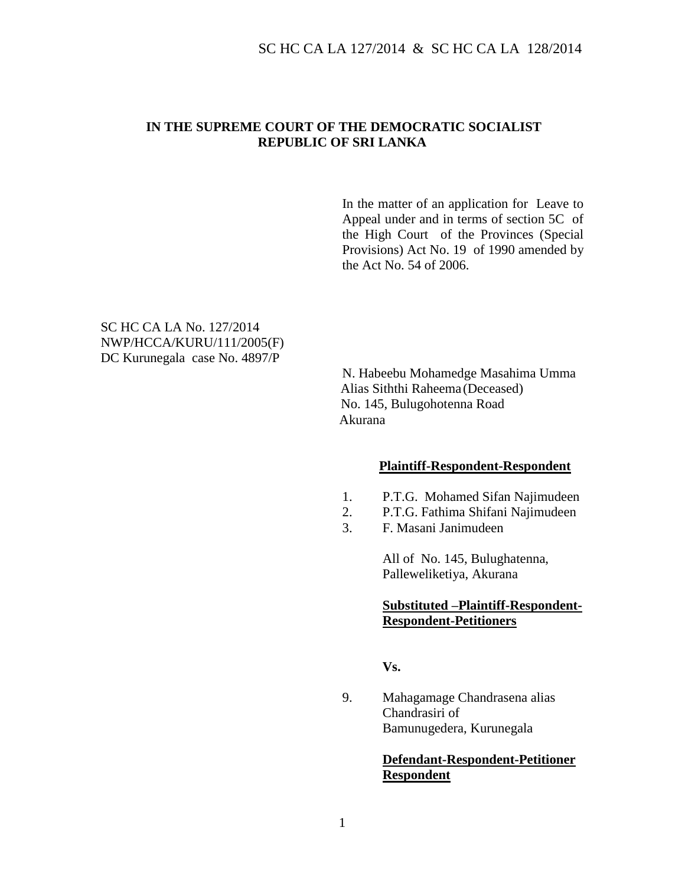**IN THE SUPREME COURT OF THE DEMOCRATIC SOCIALIST REPUBLIC OF SRI LANKA**

In the matter of an application for Leave to Appeal under and in terms of section 5C of the High Court of the Provinces (Special Provisions) Act No. 19 of 1990 amended by the Act No. 54 of 2006.

SC HC CA LA No. 127/2014
NWP/HCCA/KURU/111/2005(F)
DC Kurunegala case No. 4897/P

N. Habeebu Mohamedge Masahima Umma
Alias Siththi Raheema (Deceased)
No. 145, Bulugohotenna Road
Akurana

**Plaintiff-Respondent-Respondent**

1. P.T.G. Mohamed Sifan Najimudeen
2. P.T.G. Fathima Shifani Najimudeen
3. F. Masani Janimudeen

All of No. 145, Bulughatenna, Palleweliketiya, Akurana

**Substituted –Plaintiff-Respondent-Respondent-Petitioners**

**Vs.**

9. Mahagamage Chandrasena alias Chandrasiri of Bamunugedera, Kurunegala

**Defendant-Respondent-Petitioner Respondent**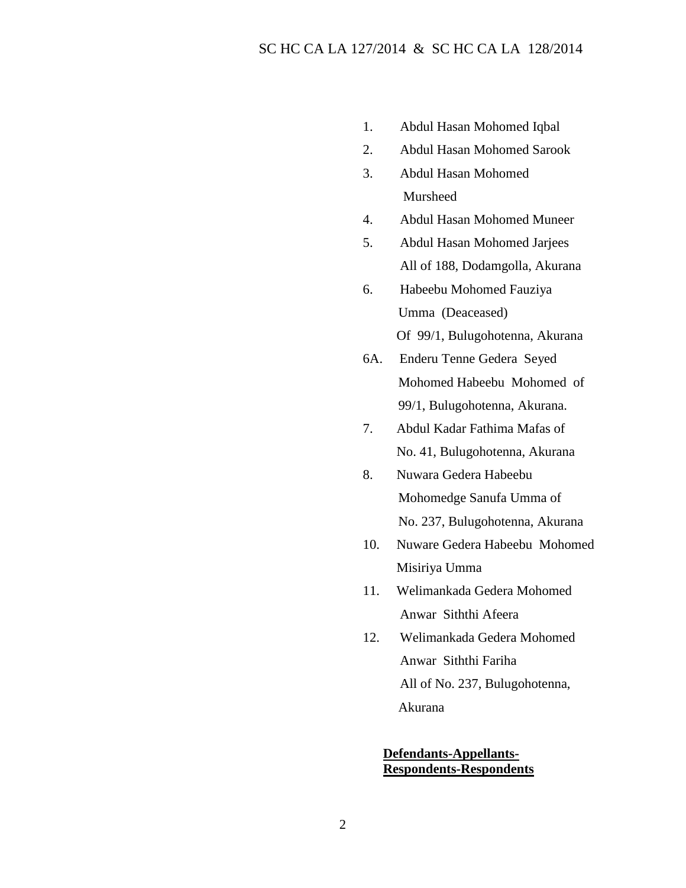1. Abdul Hasan Mohomed Iqbal
2. Abdul Hasan Mohomed Sarook
3. Abdul Hasan Mohomed Mursheed
4. Abdul Hasan Mohomed Muneer
5. Abdul Hasan Mohomed Jarjees
   All of 188, Dodamgolla, Akurana
6. Habeebu Mohomed Fauziya Umma (Deaceased)
   Of 99/1, Bulugohotenna, Akurana

6A. Enderu Tenne Gedera Seyed Mohomed Habeebu Mohomed of 99/1, Bulugohotenna, Akurana.

7. Abdul Kadar Fathima Mafas of No. 41, Bulugohotenna, Akurana
8. Nuwara Gedera Habeebu Mohomedge Sanufa Umma of No. 237, Bulugohotenna, Akurana

10. Nuware Gedera Habeebu Mohomed Misiriya Umma
11. Welimankada Gedera Mohomed Anwar Siththi Afeera
12. Welimankada Gedera Mohomed Anwar Siththi Fariha
    All of No. 237, Bulugohotenna, Akurana

**Defendants-Appellants-Respondents-Respondents**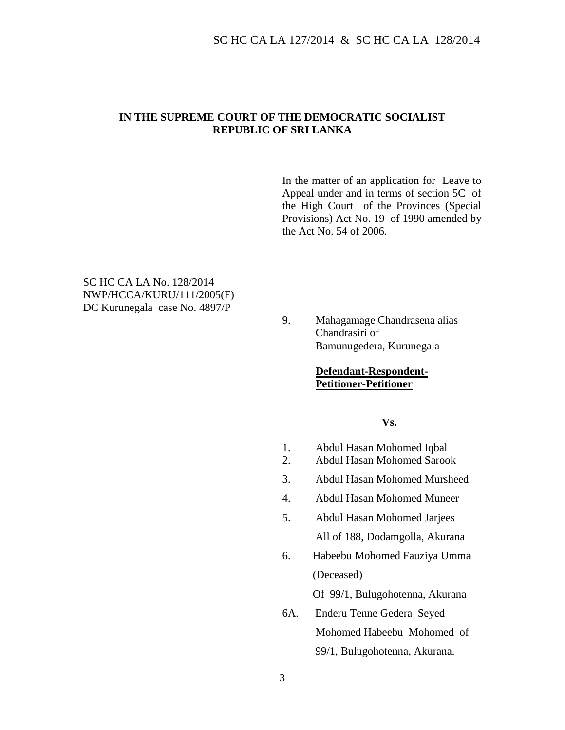**IN THE SUPREME COURT OF THE DEMOCRATIC SOCIALIST REPUBLIC OF SRI LANKA**

In the matter of an application for Leave to Appeal under and in terms of section 5C of the High Court of the Provinces (Special Provisions) Act No. 19 of 1990 amended by the Act No. 54 of 2006.

SC HC CA LA No. 128/2014
NWP/HCCA/KURU/111/2005(F)
DC Kurunegala case No. 4897/P

9. Mahagamage Chandrasena alias Chandrasiri of Bamunugedera, Kurunegala

**Defendant-Respondent-Petitioner-Petitioner**

**Vs.**

1. Abdul Hasan Mohomed Iqbal
2. Abdul Hasan Mohomed Sarook
3. Abdul Hasan Mohomed Mursheed
4. Abdul Hasan Mohomed Muneer
5. Abdul Hasan Mohomed Jarjees
   All of 188, Dodamgolla, Akurana
6. Habeebu Mohomed Fauziya Umma (Deceased)
   Of 99/1, Bulugohotenna, Akurana

6A. Enderu Tenne Gedera Seyed Mohomed Habeebu Mohomed of 99/1, Bulugohotenna, Akurana.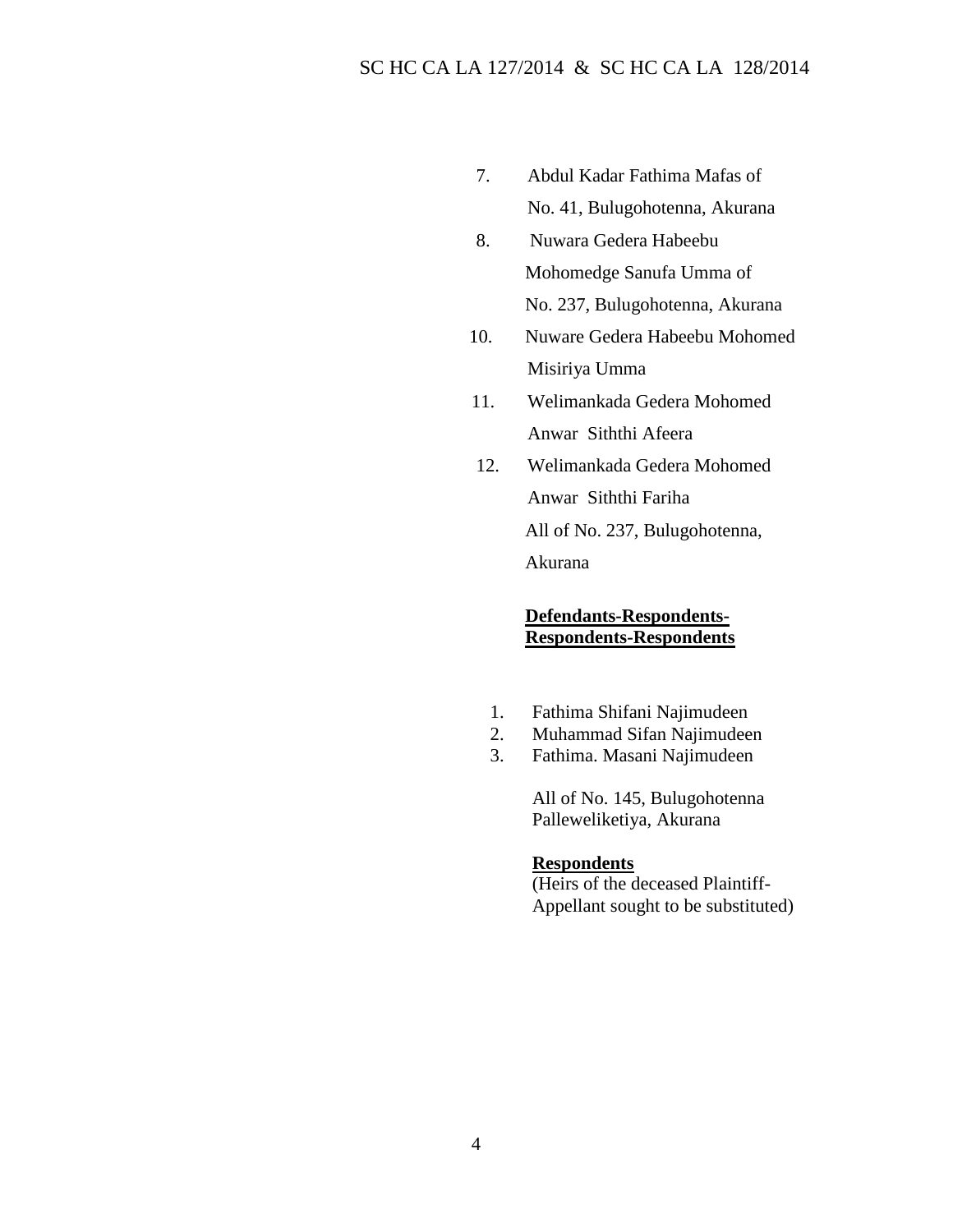7. Abdul Kadar Fathima Mafas of
   No. 41, Bulugohotenna, Akurana
8. Nuwara Gedera Habeebu
   Mohomedge Sanufa Umma of
   No. 237, Bulugohotenna, Akurana
10. Nuware Gedera Habeebu Mohomed
    Misiriya Umma
11. Welimankada Gedera Mohomed
    Anwar Siththi Afeera
12. Welimankada Gedera Mohomed
    Anwar Siththi Fariha
    All of No. 237, Bulugohotenna,
    Akurana

**Defendants-Respondents-Respondents-Respondents**

1. Fathima Shifani Najimudeen
2. Muhammad Sifan Najimudeen
3. Fathima. Masani Najimudeen

All of No. 145, Bulugohotenna
Palleweliketiya, Akurana

**Respondents**
(Heirs of the deceased Plaintiff-Appellant sought to be substituted)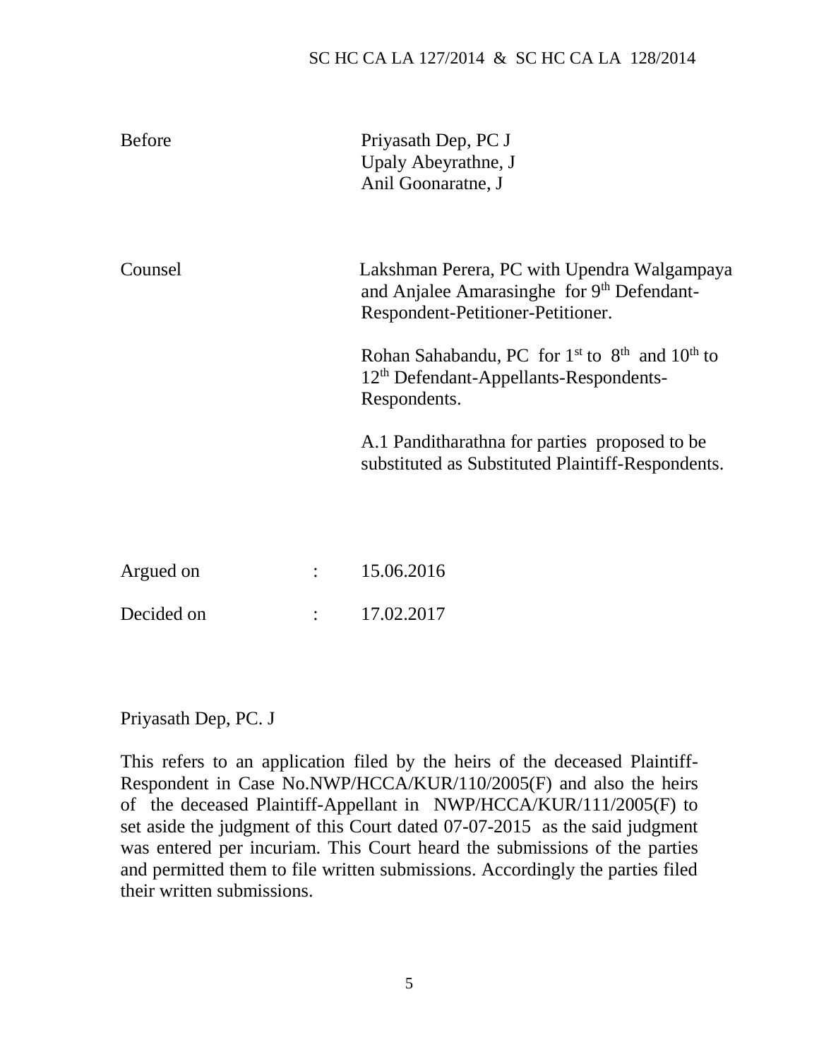| | | |
|---|---|---|
| Before | | Priyasath Dep, PC J<br>Upaly Abeyrathne, J<br>Anil Goonaratne, J |
| Counsel | | Lakshman Perera, PC with Upendra Walgampaya and Anjalee Amarasinghe for 9th Defendant-Respondent-Petitioner-Petitioner.<br><br>Rohan Sahabandu, PC for 1st to 8th and 10th to 12th Defendant-Appellants-Respondents-Respondents.<br><br>A.1 Panditharathna for parties proposed to be substituted as Substituted Plaintiff-Respondents. |
| Argued on | : | 15.06.2016 |
| Decided on | : | 17.02.2017 |

Priyasath Dep, PC. J

This refers to an application filed by the heirs of the deceased Plaintiff-Respondent in Case No.NWP/HCCA/KUR/110/2005(F) and also the heirs of the deceased Plaintiff-Appellant in NWP/HCCA/KUR/111/2005(F) to set aside the judgment of this Court dated 07-07-2015 as the said judgment was entered per incuriam. This Court heard the submissions of the parties and permitted them to file written submissions. Accordingly the parties filed their written submissions.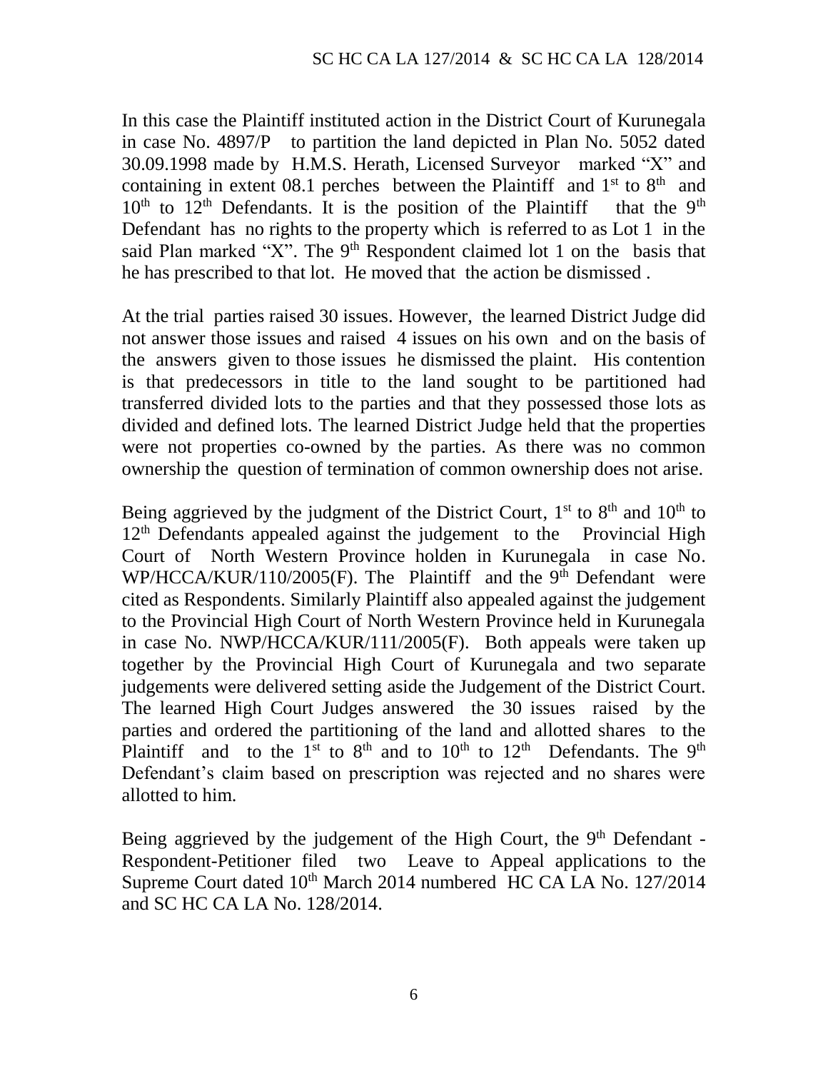In this case the Plaintiff instituted action in the District Court of Kurunegala in case No. 4897/P to partition the land depicted in Plan No. 5052 dated 30.09.1998 made by H.M.S. Herath, Licensed Surveyor marked "X" and containing in extent 08.1 perches between the Plaintiff and 1st to 8th and 10th to 12th Defendants. It is the position of the Plaintiff that the 9th Defendant has no rights to the property which is referred to as Lot 1 in the said Plan marked "X". The 9th Respondent claimed lot 1 on the basis that he has prescribed to that lot. He moved that the action be dismissed .

At the trial parties raised 30 issues. However, the learned District Judge did not answer those issues and raised 4 issues on his own and on the basis of the answers given to those issues he dismissed the plaint. His contention is that predecessors in title to the land sought to be partitioned had transferred divided lots to the parties and that they possessed those lots as divided and defined lots. The learned District Judge held that the properties were not properties co-owned by the parties. As there was no common ownership the question of termination of common ownership does not arise.

Being aggrieved by the judgment of the District Court, 1st to 8th and 10th to 12th Defendants appealed against the judgement to the Provincial High Court of North Western Province holden in Kurunegala in case No. WP/HCCA/KUR/110/2005(F). The Plaintiff and the 9th Defendant were cited as Respondents. Similarly Plaintiff also appealed against the judgement to the Provincial High Court of North Western Province held in Kurunegala in case No. NWP/HCCA/KUR/111/2005(F). Both appeals were taken up together by the Provincial High Court of Kurunegala and two separate judgements were delivered setting aside the Judgement of the District Court. The learned High Court Judges answered the 30 issues raised by the parties and ordered the partitioning of the land and allotted shares to the Plaintiff and to the 1st to 8th and to 10th to 12th Defendants. The 9th Defendant's claim based on prescription was rejected and no shares were allotted to him.

Being aggrieved by the judgement of the High Court, the 9th Defendant - Respondent-Petitioner filed two Leave to Appeal applications to the Supreme Court dated 10th March 2014 numbered HC CA LA No. 127/2014 and SC HC CA LA No. 128/2014.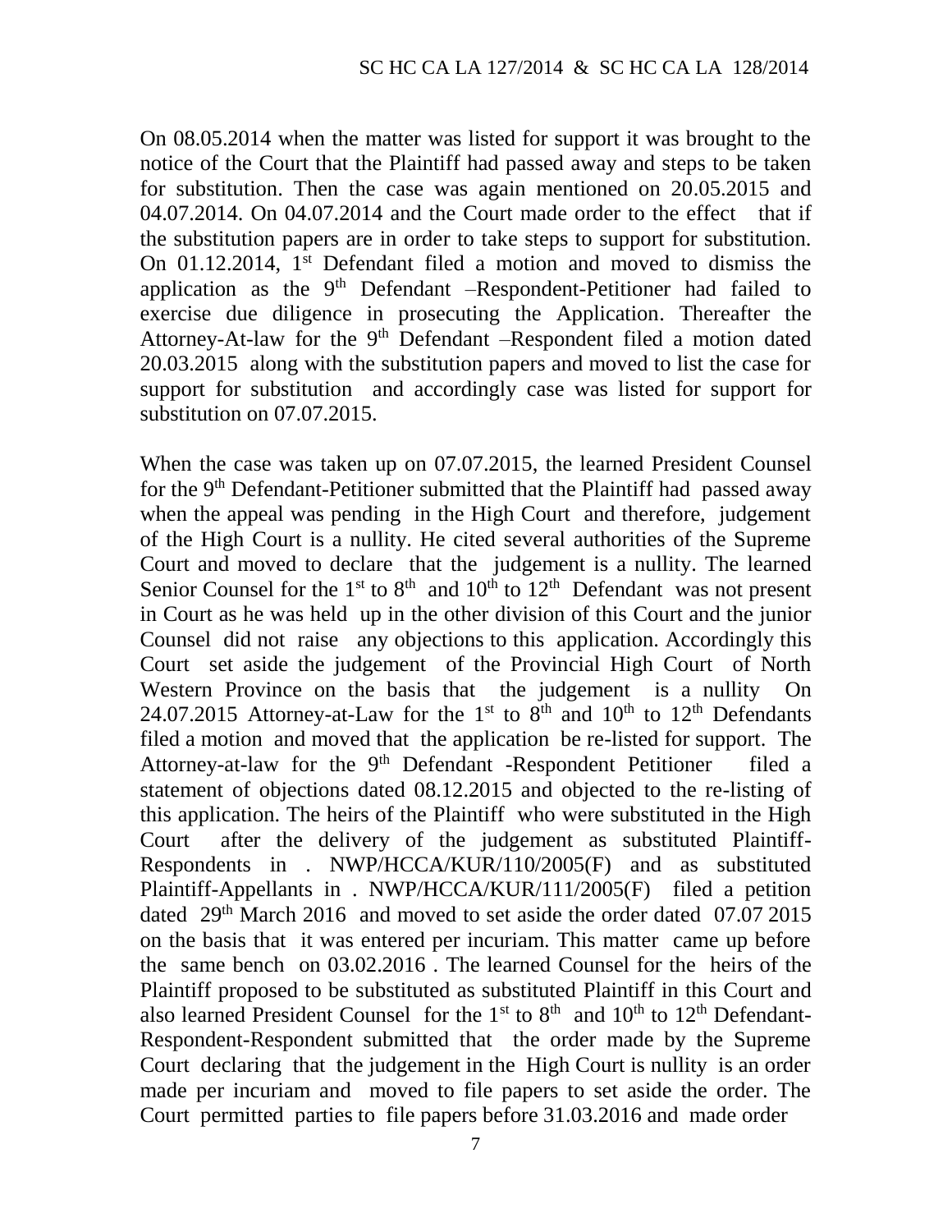On 08.05.2014 when the matter was listed for support it was brought to the notice of the Court that the Plaintiff had passed away and steps to be taken for substitution. Then the case was again mentioned on 20.05.2015 and 04.07.2014. On 04.07.2014 and the Court made order to the effect that if the substitution papers are in order to take steps to support for substitution. On 01.12.2014, 1st Defendant filed a motion and moved to dismiss the application as the 9th Defendant –Respondent-Petitioner had failed to exercise due diligence in prosecuting the Application. Thereafter the Attorney-At-law for the 9th Defendant –Respondent filed a motion dated 20.03.2015 along with the substitution papers and moved to list the case for support for substitution and accordingly case was listed for support for substitution on 07.07.2015.

When the case was taken up on 07.07.2015, the learned President Counsel for the 9th Defendant-Petitioner submitted that the Plaintiff had passed away when the appeal was pending in the High Court and therefore, judgement of the High Court is a nullity. He cited several authorities of the Supreme Court and moved to declare that the judgement is a nullity. The learned Senior Counsel for the 1st to 8th and 10th to 12th Defendant was not present in Court as he was held up in the other division of this Court and the junior Counsel did not raise any objections to this application. Accordingly this Court set aside the judgement of the Provincial High Court of North Western Province on the basis that the judgement is a nullity On 24.07.2015 Attorney-at-Law for the 1st to 8th and 10th to 12th Defendants filed a motion and moved that the application be re-listed for support. The Attorney-at-law for the 9th Defendant -Respondent Petitioner filed a statement of objections dated 08.12.2015 and objected to the re-listing of this application. The heirs of the Plaintiff who were substituted in the High Court after the delivery of the judgement as substituted Plaintiff-Respondents in . NWP/HCCA/KUR/110/2005(F) and as substituted Plaintiff-Appellants in . NWP/HCCA/KUR/111/2005(F) filed a petition dated 29th March 2016 and moved to set aside the order dated 07.07 2015 on the basis that it was entered per incuriam. This matter came up before the same bench on 03.02.2016 . The learned Counsel for the heirs of the Plaintiff proposed to be substituted as substituted Plaintiff in this Court and also learned President Counsel for the 1st to 8th and 10th to 12th Defendant-Respondent-Respondent submitted that the order made by the Supreme Court declaring that the judgement in the High Court is nullity is an order made per incuriam and moved to file papers to set aside the order. The Court permitted parties to file papers before 31.03.2016 and made order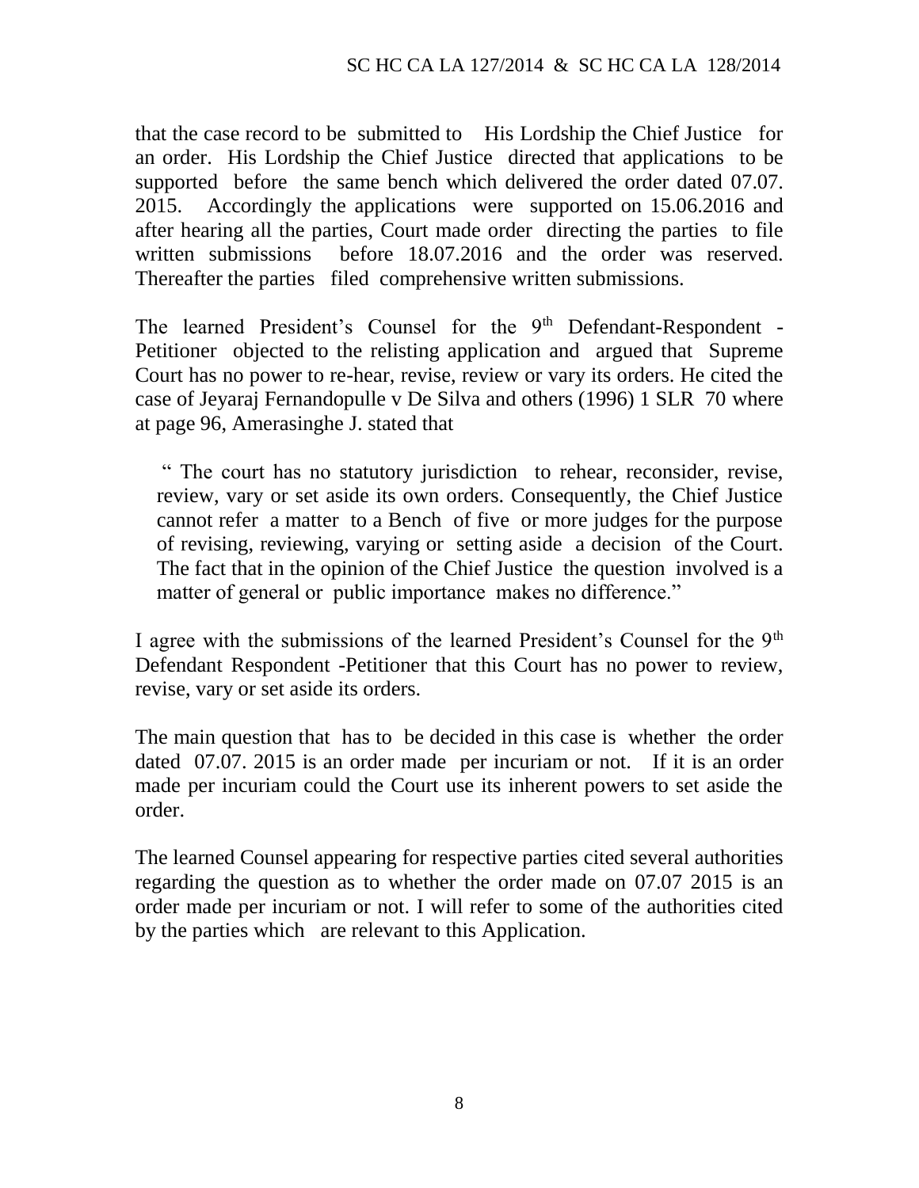that the case record to be submitted to His Lordship the Chief Justice for an order. His Lordship the Chief Justice directed that applications to be supported before the same bench which delivered the order dated 07.07. 2015. Accordingly the applications were supported on 15.06.2016 and after hearing all the parties, Court made order directing the parties to file written submissions before 18.07.2016 and the order was reserved. Thereafter the parties filed comprehensive written submissions.

The learned President's Counsel for the 9th Defendant-Respondent - Petitioner objected to the relisting application and argued that Supreme Court has no power to re-hear, revise, review or vary its orders. He cited the case of Jeyaraj Fernandopulle v De Silva and others (1996) 1 SLR 70 where at page 96, Amerasinghe J. stated that

> " The court has no statutory jurisdiction to rehear, reconsider, revise, review, vary or set aside its own orders. Consequently, the Chief Justice cannot refer a matter to a Bench of five or more judges for the purpose of revising, reviewing, varying or setting aside a decision of the Court. The fact that in the opinion of the Chief Justice the question involved is a matter of general or public importance makes no difference."

I agree with the submissions of the learned President's Counsel for the 9th Defendant Respondent -Petitioner that this Court has no power to review, revise, vary or set aside its orders.

The main question that has to be decided in this case is whether the order dated 07.07. 2015 is an order made per incuriam or not. If it is an order made per incuriam could the Court use its inherent powers to set aside the order.

The learned Counsel appearing for respective parties cited several authorities regarding the question as to whether the order made on 07.07 2015 is an order made per incuriam or not. I will refer to some of the authorities cited by the parties which are relevant to this Application.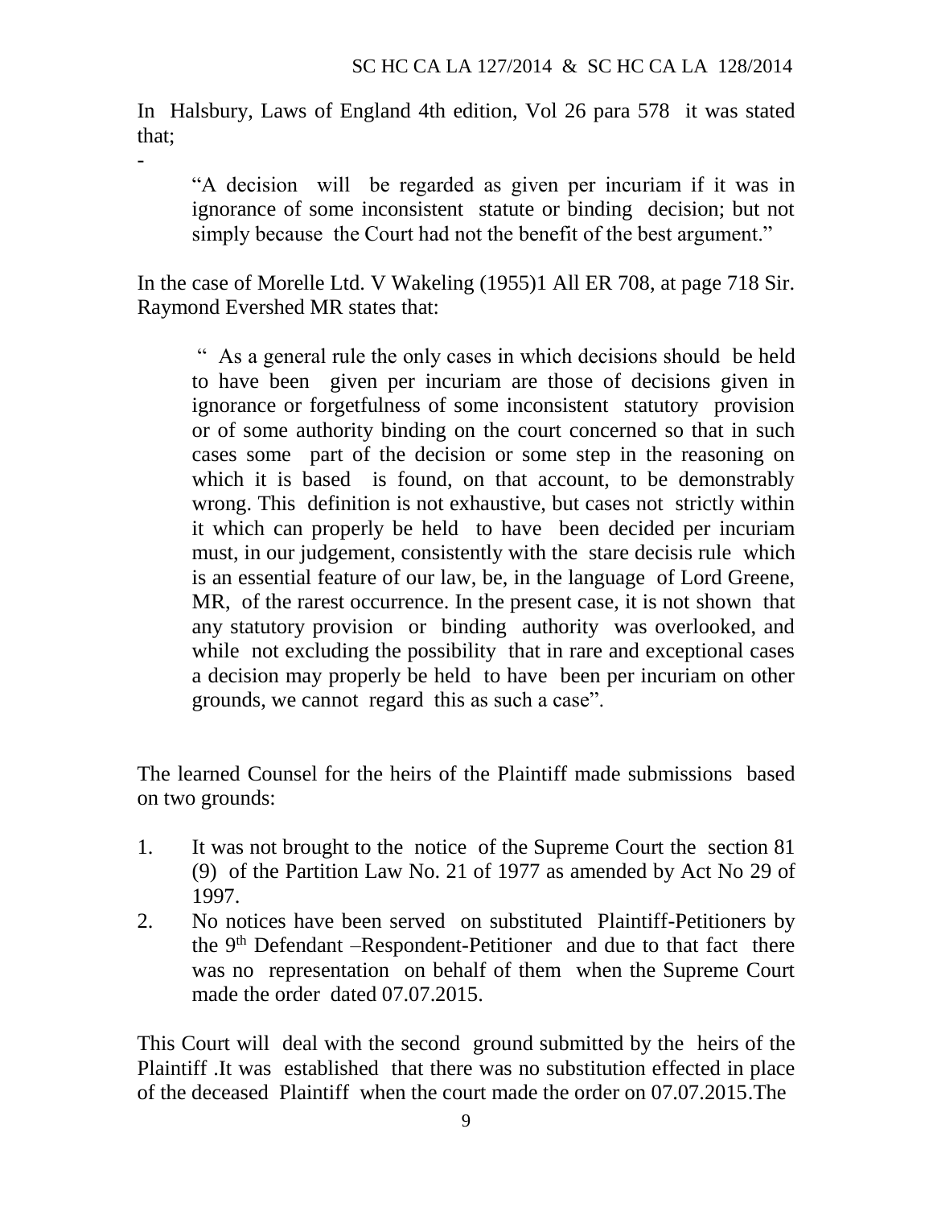In Halsbury, Laws of England 4th edition, Vol 26 para 578 it was stated that;

-

> "A decision will be regarded as given per incuriam if it was in ignorance of some inconsistent statute or binding decision; but not simply because the Court had not the benefit of the best argument."

In the case of Morelle Ltd. V Wakeling (1955)1 All ER 708, at page 718 Sir. Raymond Evershed MR states that:

> " As a general rule the only cases in which decisions should be held to have been given per incuriam are those of decisions given in ignorance or forgetfulness of some inconsistent statutory provision or of some authority binding on the court concerned so that in such cases some part of the decision or some step in the reasoning on which it is based is found, on that account, to be demonstrably wrong. This definition is not exhaustive, but cases not strictly within it which can properly be held to have been decided per incuriam must, in our judgement, consistently with the stare decisis rule which is an essential feature of our law, be, in the language of Lord Greene, MR, of the rarest occurrence. In the present case, it is not shown that any statutory provision or binding authority was overlooked, and while not excluding the possibility that in rare and exceptional cases a decision may properly be held to have been per incuriam on other grounds, we cannot regard this as such a case".

The learned Counsel for the heirs of the Plaintiff made submissions based on two grounds:

1. It was not brought to the notice of the Supreme Court the section 81 (9) of the Partition Law No. 21 of 1977 as amended by Act No 29 of 1997.
2. No notices have been served on substituted Plaintiff-Petitioners by the 9th Defendant –Respondent-Petitioner and due to that fact there was no representation on behalf of them when the Supreme Court made the order dated 07.07.2015.

This Court will deal with the second ground submitted by the heirs of the Plaintiff .It was established that there was no substitution effected in place of the deceased Plaintiff when the court made the order on 07.07.2015.The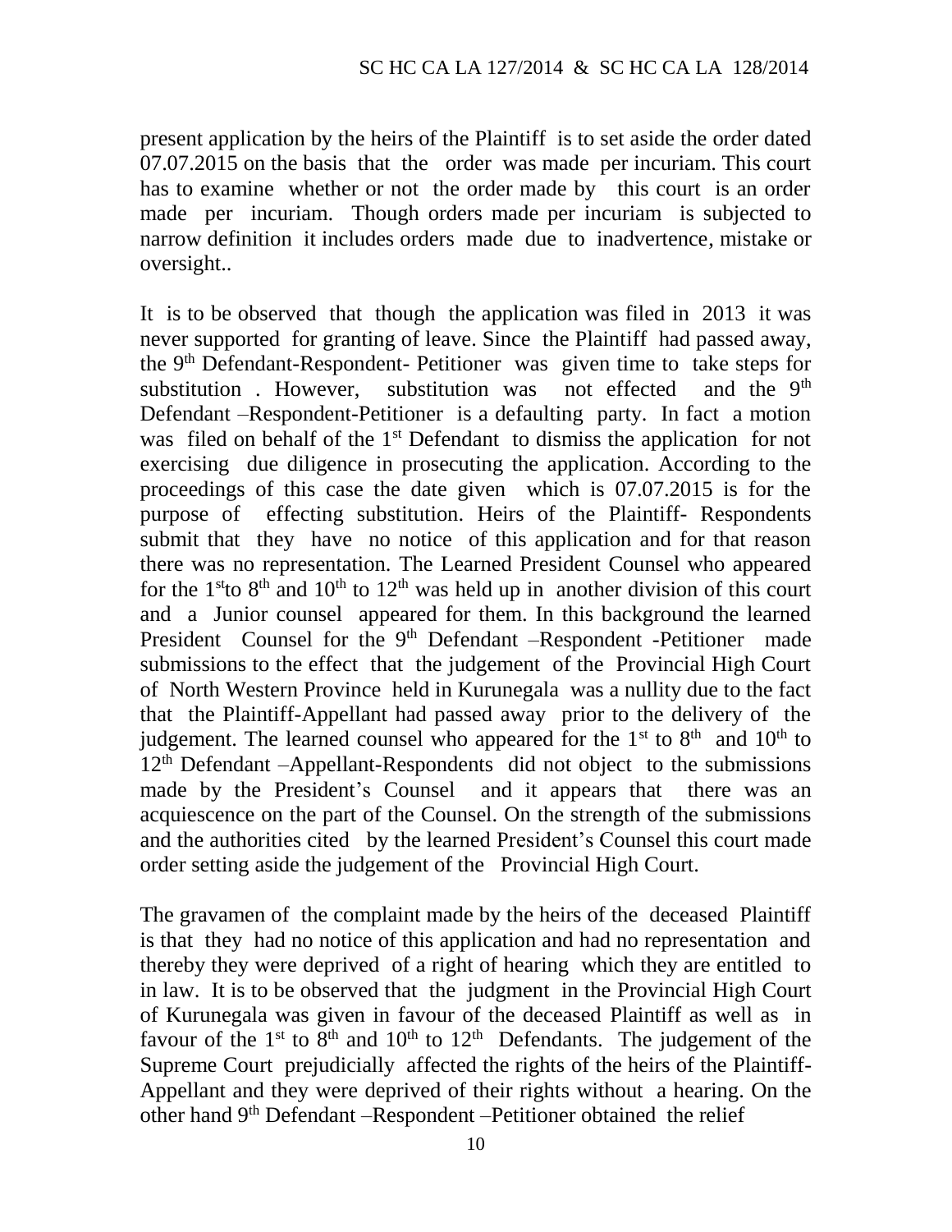present application by the heirs of the Plaintiff is to set aside the order dated 07.07.2015 on the basis that the order was made per incuriam. This court has to examine whether or not the order made by this court is an order made per incuriam. Though orders made per incuriam is subjected to narrow definition it includes orders made due to inadvertence, mistake or oversight..

It is to be observed that though the application was filed in 2013 it was never supported for granting of leave. Since the Plaintiff had passed away, the 9th Defendant-Respondent- Petitioner was given time to take steps for substitution . However, substitution was not effected and the 9th Defendant –Respondent-Petitioner is a defaulting party. In fact a motion was filed on behalf of the 1st Defendant to dismiss the application for not exercising due diligence in prosecuting the application. According to the proceedings of this case the date given which is 07.07.2015 is for the purpose of effecting substitution. Heirs of the Plaintiff- Respondents submit that they have no notice of this application and for that reason there was no representation. The Learned President Counsel who appeared for the 1st to 8th and 10th to 12th was held up in another division of this court and a Junior counsel appeared for them. In this background the learned President Counsel for the 9th Defendant –Respondent -Petitioner made submissions to the effect that the judgement of the Provincial High Court of North Western Province held in Kurunegala was a nullity due to the fact that the Plaintiff-Appellant had passed away prior to the delivery of the judgement. The learned counsel who appeared for the 1st to 8th and 10th to 12th Defendant –Appellant-Respondents did not object to the submissions made by the President's Counsel and it appears that there was an acquiescence on the part of the Counsel. On the strength of the submissions and the authorities cited by the learned President's Counsel this court made order setting aside the judgement of the Provincial High Court.

The gravamen of the complaint made by the heirs of the deceased Plaintiff is that they had no notice of this application and had no representation and thereby they were deprived of a right of hearing which they are entitled to in law. It is to be observed that the judgment in the Provincial High Court of Kurunegala was given in favour of the deceased Plaintiff as well as in favour of the 1st to 8th and 10th to 12th Defendants. The judgement of the Supreme Court prejudicially affected the rights of the heirs of the Plaintiff-Appellant and they were deprived of their rights without a hearing. On the other hand 9th Defendant –Respondent –Petitioner obtained the relief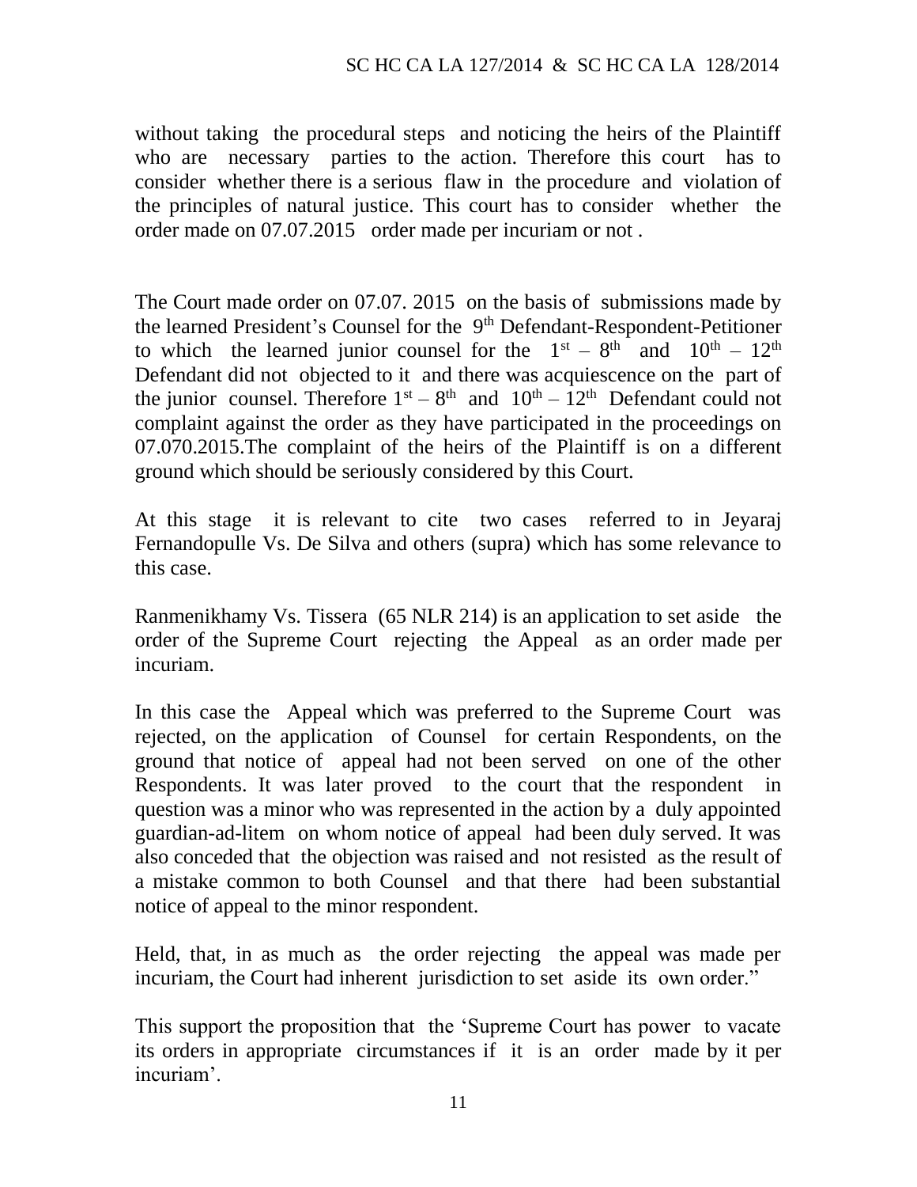without taking the procedural steps and noticing the heirs of the Plaintiff who are necessary parties to the action. Therefore this court has to consider whether there is a serious flaw in the procedure and violation of the principles of natural justice. This court has to consider whether the order made on 07.07.2015 order made per incuriam or not .

The Court made order on 07.07. 2015 on the basis of submissions made by the learned President's Counsel for the 9th Defendant-Respondent-Petitioner to which the learned junior counsel for the 1st – 8th and 10th – 12th Defendant did not objected to it and there was acquiescence on the part of the junior counsel. Therefore 1st – 8th and 10th – 12th Defendant could not complaint against the order as they have participated in the proceedings on 07.070.2015.The complaint of the heirs of the Plaintiff is on a different ground which should be seriously considered by this Court.

At this stage it is relevant to cite two cases referred to in Jeyaraj Fernandopulle Vs. De Silva and others (supra) which has some relevance to this case.

Ranmenikhamy Vs. Tissera (65 NLR 214) is an application to set aside the order of the Supreme Court rejecting the Appeal as an order made per incuriam.

In this case the Appeal which was preferred to the Supreme Court was rejected, on the application of Counsel for certain Respondents, on the ground that notice of appeal had not been served on one of the other Respondents. It was later proved to the court that the respondent in question was a minor who was represented in the action by a duly appointed guardian-ad-litem on whom notice of appeal had been duly served. It was also conceded that the objection was raised and not resisted as the result of a mistake common to both Counsel and that there had been substantial notice of appeal to the minor respondent.

Held, that, in as much as the order rejecting the appeal was made per incuriam, the Court had inherent jurisdiction to set aside its own order."

This support the proposition that the 'Supreme Court has power to vacate its orders in appropriate circumstances if it is an order made by it per incuriam'.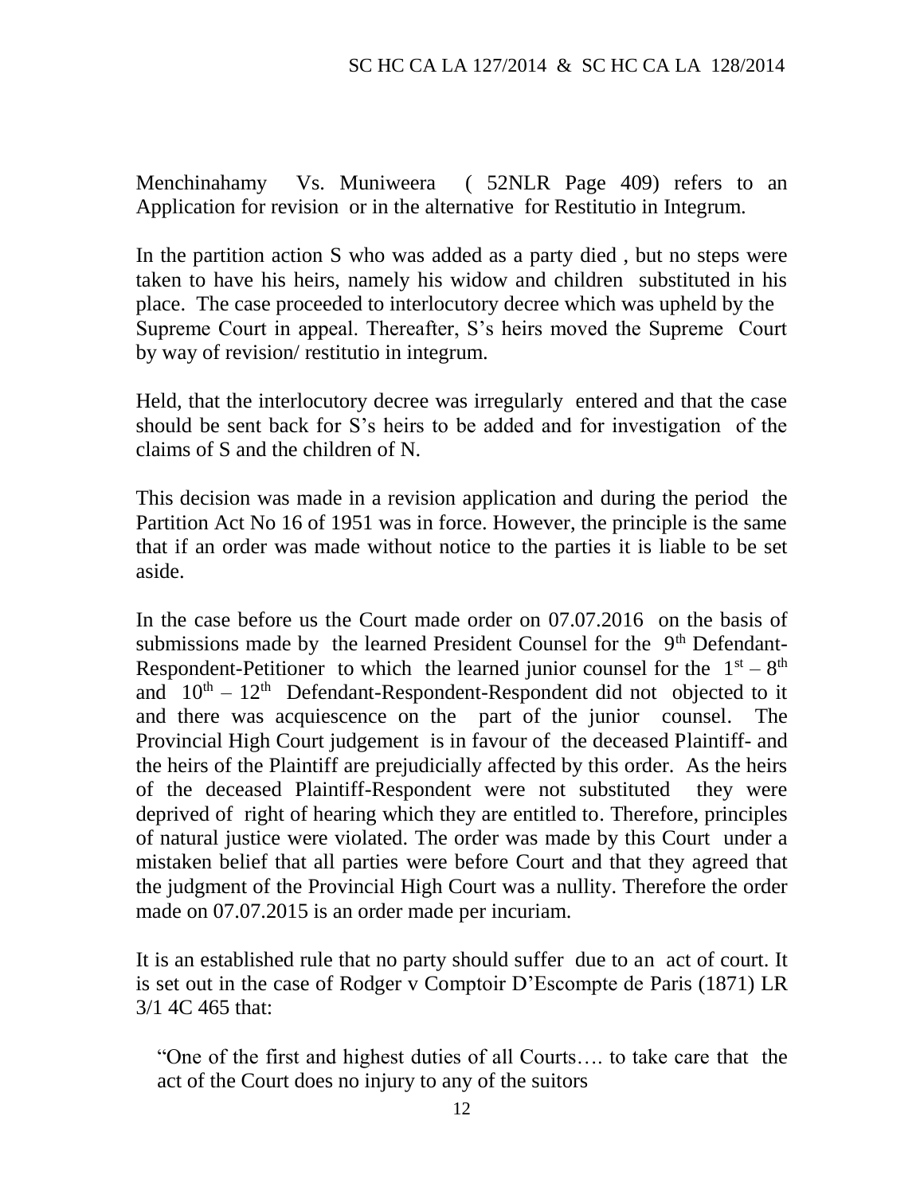Menchinahamy Vs. Muniweera ( 52NLR Page 409) refers to an Application for revision or in the alternative for Restitutio in Integrum.

In the partition action S who was added as a party died , but no steps were taken to have his heirs, namely his widow and children substituted in his place. The case proceeded to interlocutory decree which was upheld by the Supreme Court in appeal. Thereafter, S's heirs moved the Supreme Court by way of revision/ restitutio in integrum.

Held, that the interlocutory decree was irregularly entered and that the case should be sent back for S's heirs to be added and for investigation of the claims of S and the children of N.

This decision was made in a revision application and during the period the Partition Act No 16 of 1951 was in force. However, the principle is the same that if an order was made without notice to the parties it is liable to be set aside.

In the case before us the Court made order on 07.07.2016 on the basis of submissions made by the learned President Counsel for the 9th Defendant-Respondent-Petitioner to which the learned junior counsel for the 1st – 8th and 10th – 12th Defendant-Respondent-Respondent did not objected to it and there was acquiescence on the part of the junior counsel. The Provincial High Court judgement is in favour of the deceased Plaintiff- and the heirs of the Plaintiff are prejudicially affected by this order. As the heirs of the deceased Plaintiff-Respondent were not substituted they were deprived of right of hearing which they are entitled to. Therefore, principles of natural justice were violated. The order was made by this Court under a mistaken belief that all parties were before Court and that they agreed that the judgment of the Provincial High Court was a nullity. Therefore the order made on 07.07.2015 is an order made per incuriam.

It is an established rule that no party should suffer due to an act of court. It is set out in the case of Rodger v Comptoir D'Escompte de Paris (1871) LR 3/1 4C 465 that:

> "One of the first and highest duties of all Courts…. to take care that the act of the Court does no injury to any of the suitors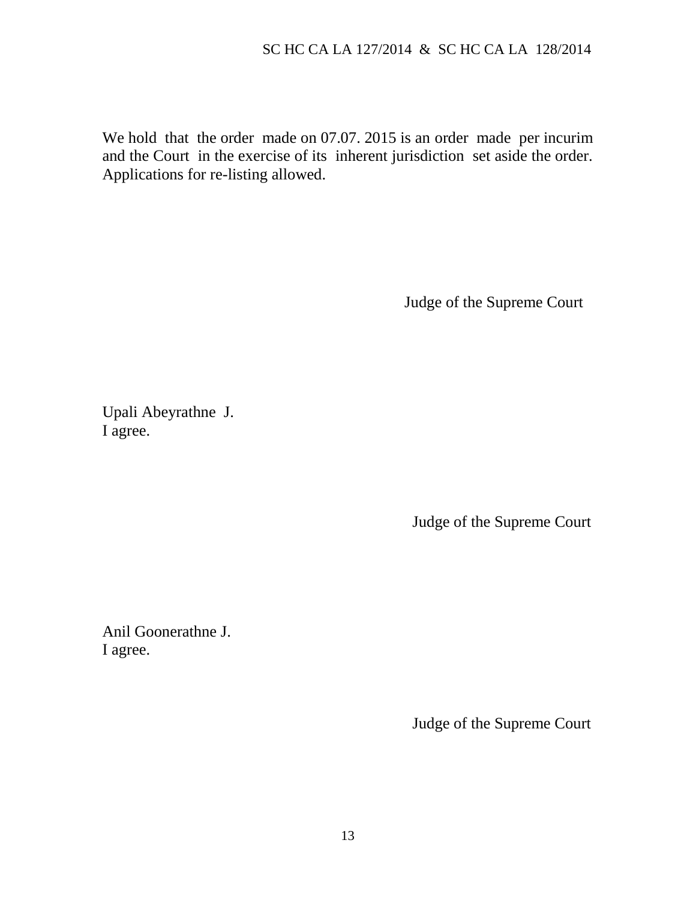We hold that the order made on 07.07. 2015 is an order made per incurim and the Court in the exercise of its inherent jurisdiction set aside the order. Applications for re-listing allowed.

Judge of the Supreme Court

Upali Abeyrathne J.
I agree.

Judge of the Supreme Court

Anil Goonerathne J.
I agree.

Judge of the Supreme Court